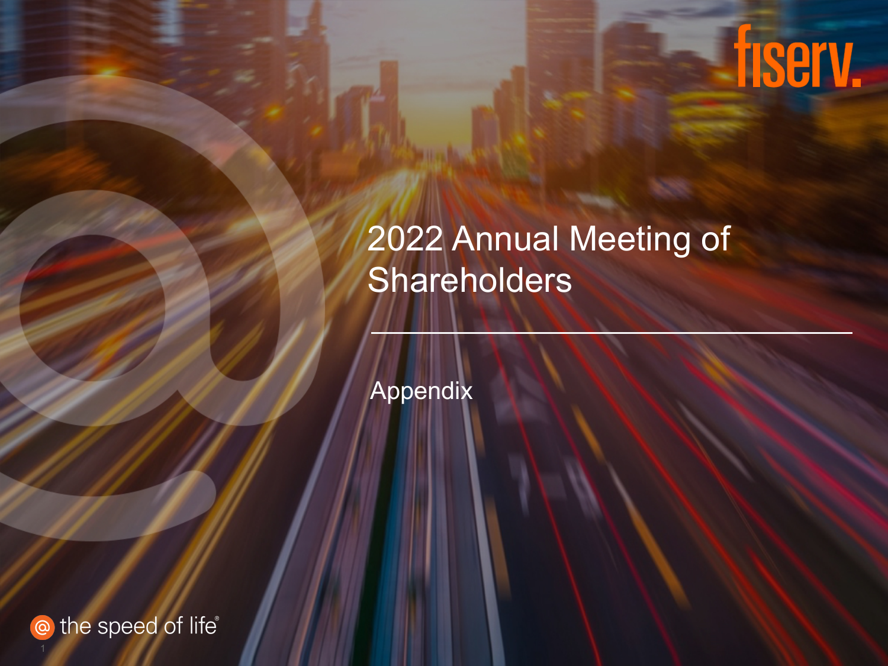fiserv.

# 2022 Annual Meeting of Shareholders

Appendix

the speed of life®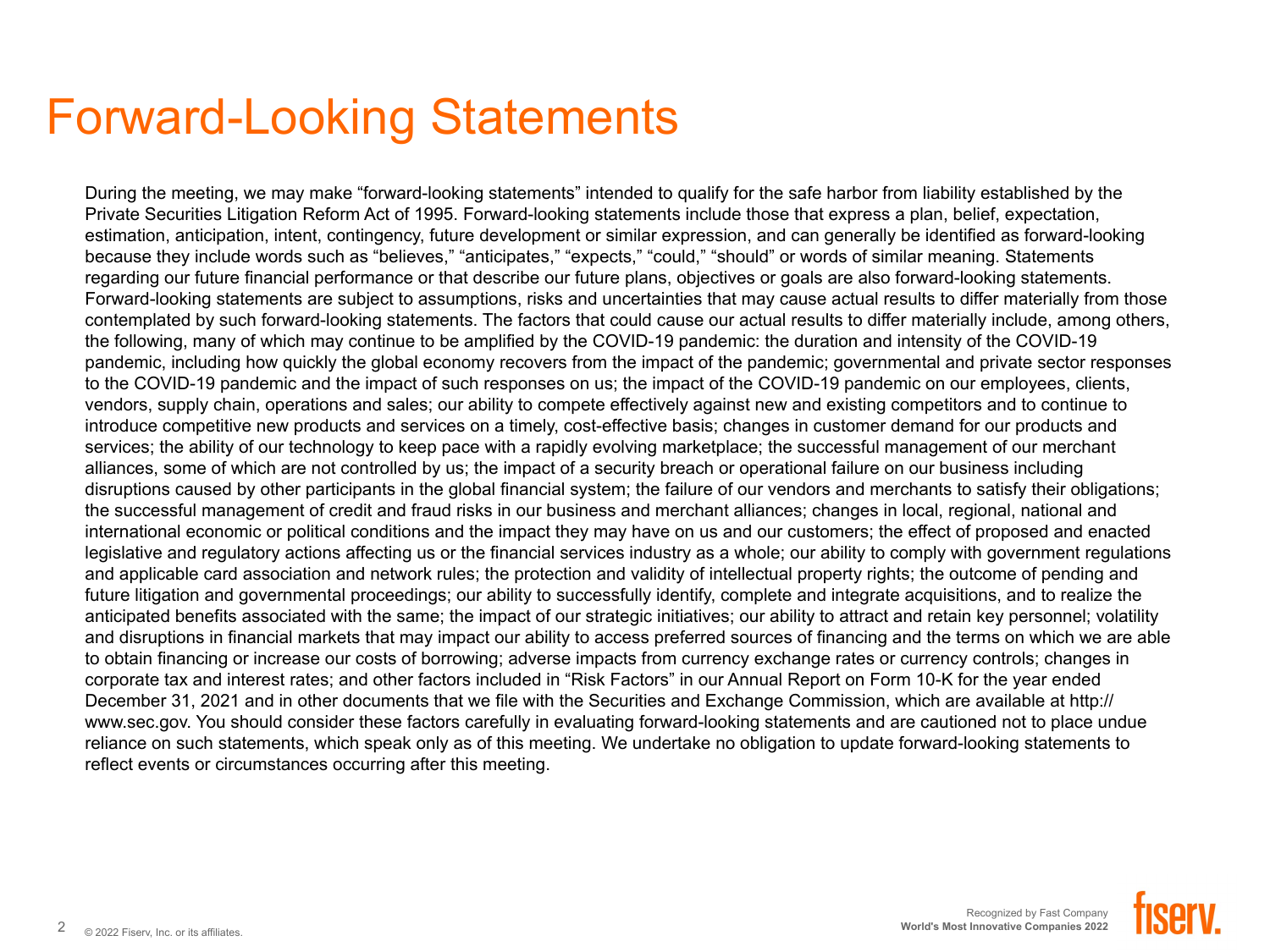# Forward-Looking Statements

During the meeting, we may make "forward-looking statements" intended to qualify for the safe harbor from liability established by the Private Securities Litigation Reform Act of 1995. Forward-looking statements include those that express a plan, belief, expectation, estimation, anticipation, intent, contingency, future development or similar expression, and can generally be identified as forward-looking because they include words such as "believes," "anticipates," "expects," "could," "should" or words of similar meaning. Statements regarding our future financial performance or that describe our future plans, objectives or goals are also forward-looking statements. Forward-looking statements are subject to assumptions, risks and uncertainties that may cause actual results to differ materially from those contemplated by such forward-looking statements. The factors that could cause our actual results to differ materially include, among others, the following, many of which may continue to be amplified by the COVID-19 pandemic: the duration and intensity of the COVID-19 pandemic, including how quickly the global economy recovers from the impact of the pandemic; governmental and private sector responses to the COVID-19 pandemic and the impact of such responses on us; the impact of the COVID-19 pandemic on our employees, clients, vendors, supply chain, operations and sales; our ability to compete effectively against new and existing competitors and to continue to introduce competitive new products and services on a timely, cost-effective basis; changes in customer demand for our products and services; the ability of our technology to keep pace with a rapidly evolving marketplace; the successful management of our merchant alliances, some of which are not controlled by us; the impact of a security breach or operational failure on our business including disruptions caused by other participants in the global financial system; the failure of our vendors and merchants to satisfy their obligations; the successful management of credit and fraud risks in our business and merchant alliances; changes in local, regional, national and international economic or political conditions and the impact they may have on us and our customers; the effect of proposed and enacted legislative and regulatory actions affecting us or the financial services industry as a whole; our ability to comply with government regulations and applicable card association and network rules; the protection and validity of intellectual property rights; the outcome of pending and future litigation and governmental proceedings; our ability to successfully identify, complete and integrate acquisitions, and to realize the anticipated benefits associated with the same; the impact of our strategic initiatives; our ability to attract and retain key personnel; volatility and disruptions in financial markets that may impact our ability to access preferred sources of financing and the terms on which we are able to obtain financing or increase our costs of borrowing; adverse impacts from currency exchange rates or currency controls; changes in corporate tax and interest rates; and other factors included in "Risk Factors" in our Annual Report on Form 10-K for the year ended December 31, 2021 and in other documents that we file with the Securities and Exchange Commission, which are available at http://www.sec.gov. You should consider these factors carefully in evaluating forward-looking statements and are cautioned not to place undue reliance on such statements, which speak only as of this meeting. We undertake no obligation to update forward-looking statements to reflect events or circumstances occurring after this meeting.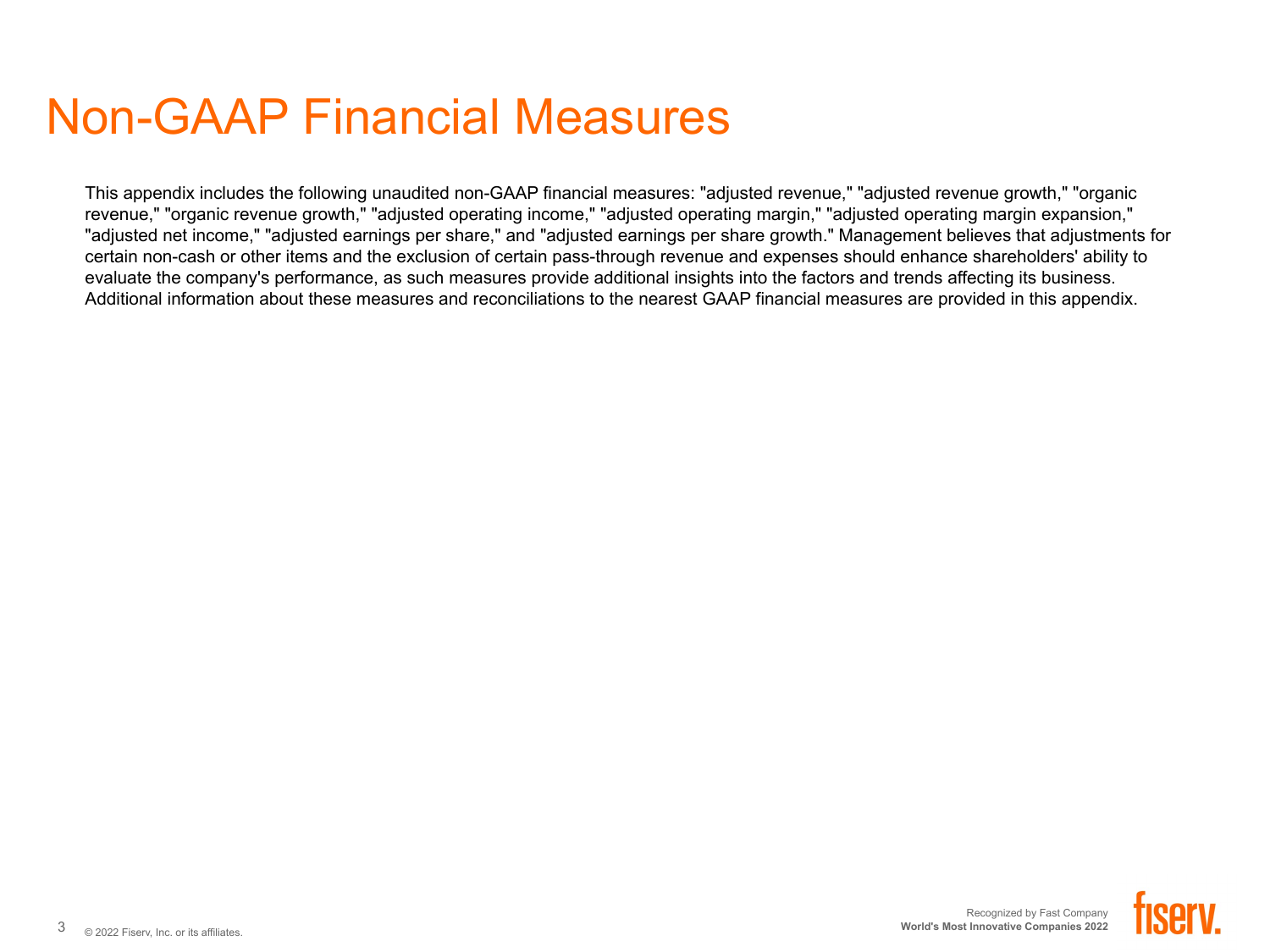# Non-GAAP Financial Measures

This appendix includes the following unaudited non-GAAP financial measures: "adjusted revenue," "adjusted revenue growth," "organic revenue," "organic revenue growth," "adjusted operating income," "adjusted operating margin," "adjusted operating margin expansion," "adjusted net income," "adjusted earnings per share," and "adjusted earnings per share growth." Management believes that adjustments for certain non-cash or other items and the exclusion of certain pass-through revenue and expenses should enhance shareholders' ability to evaluate the company's performance, as such measures provide additional insights into the factors and trends affecting its business. Additional information about these measures and reconciliations to the nearest GAAP financial measures are provided in this appendix.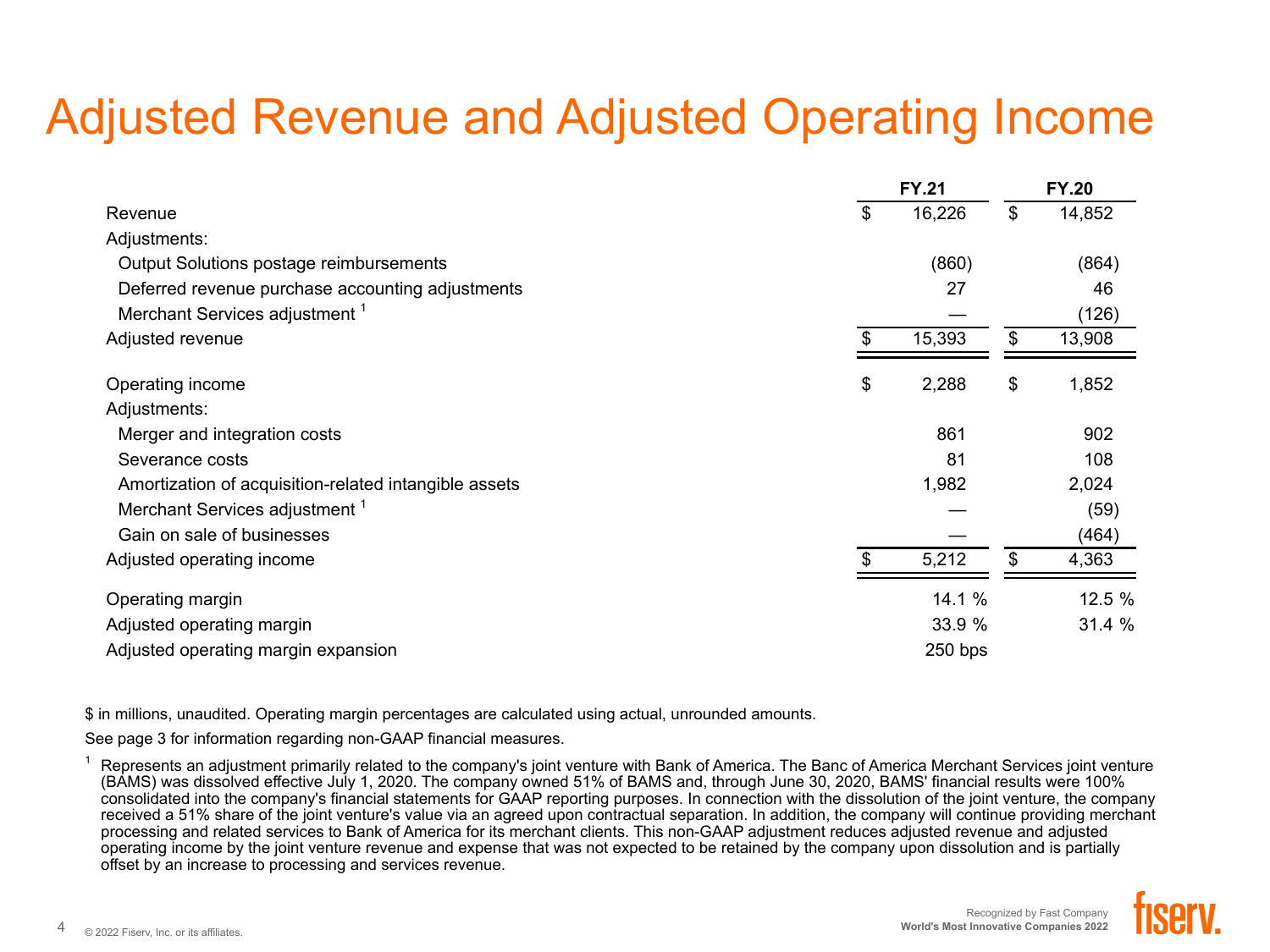# Adjusted Revenue and Adjusted Operating Income

| | FY.21 | FY.20 |
|---|---|---|
| Revenue | $ 16,226 | $ 14,852 |
| Adjustments: | | |
| Output Solutions postage reimbursements | (860) | (864) |
| Deferred revenue purchase accounting adjustments | 27 | 46 |
| Merchant Services adjustment [1] | — | (126) |
| Adjusted revenue | $ 15,393 | $ 13,908 |
| | | |
| Operating income | $ 2,288 | $ 1,852 |
| Adjustments: | | |
| Merger and integration costs | 861 | 902 |
| Severance costs | 81 | 108 |
| Amortization of acquisition-related intangible assets | 1,982 | 2,024 |
| Merchant Services adjustment [1] | — | (59) |
| Gain on sale of businesses | — | (464) |
| Adjusted operating income | $ 5,212 | $ 4,363 |
| | | |
| Operating margin | 14.1 % | 12.5 % |
| Adjusted operating margin | 33.9 % | 31.4 % |
| Adjusted operating margin expansion | 250 bps | |

$ in millions, unaudited. Operating margin percentages are calculated using actual, unrounded amounts.

See page 3 for information regarding non-GAAP financial measures.

[1] Represents an adjustment primarily related to the company's joint venture with Bank of America. The Banc of America Merchant Services joint venture (BAMS) was dissolved effective July 1, 2020. The company owned 51% of BAMS and, through June 30, 2020, BAMS' financial results were 100% consolidated into the company's financial statements for GAAP reporting purposes. In connection with the dissolution of the joint venture, the company received a 51% share of the joint venture's value via an agreed upon contractual separation. In addition, the company will continue providing merchant processing and related services to Bank of America for its merchant clients. This non-GAAP adjustment reduces adjusted revenue and adjusted operating income by the joint venture revenue and expense that was not expected to be retained by the company upon dissolution and is partially offset by an increase to processing and services revenue.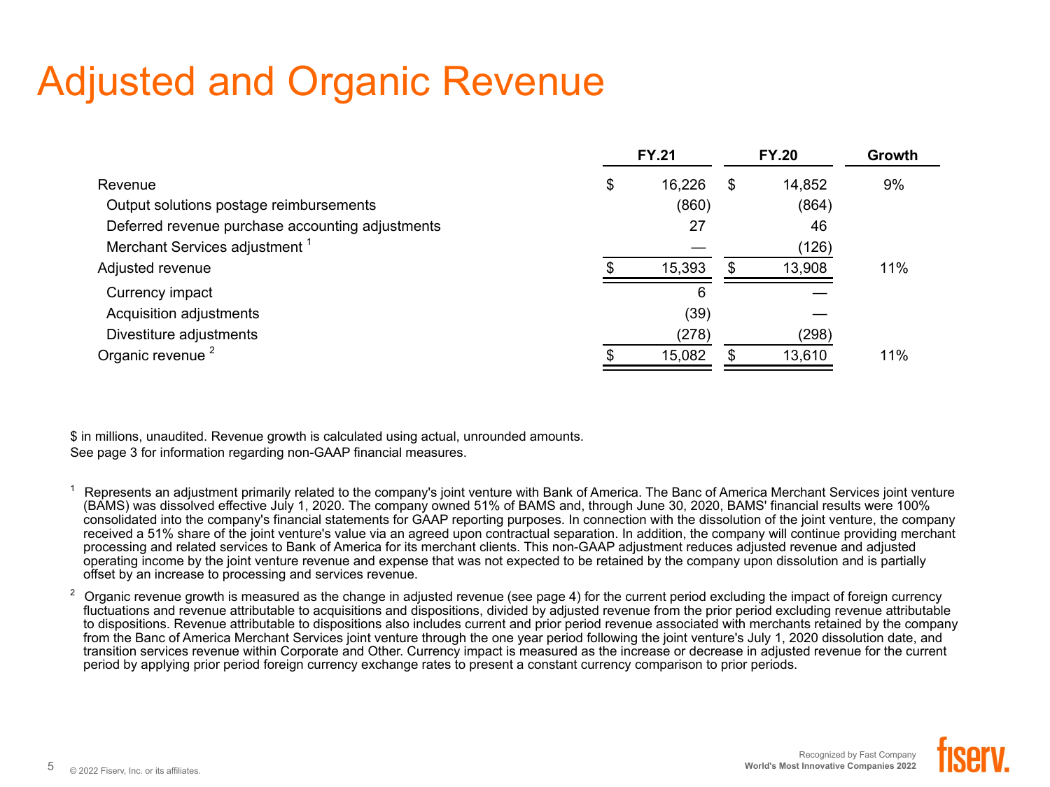# Adjusted and Organic Revenue

| | FY.21 | FY.20 | Growth |
|---|---|---|---|
| Revenue | $ 16,226 | $ 14,852 | 9% |
| Output solutions postage reimbursements | (860) | (864) | |
| Deferred revenue purchase accounting adjustments | 27 | 46 | |
| Merchant Services adjustment [1] | — | (126) | |
| Adjusted revenue | $ 15,393 | $ 13,908 | 11% |
| Currency impact | 6 | — | |
| Acquisition adjustments | (39) | — | |
| Divestiture adjustments | (278) | (298) | |
| Organic revenue [2] | $ 15,082 | $ 13,610 | 11% |

$ in millions, unaudited. Revenue growth is calculated using actual, unrounded amounts.
See page 3 for information regarding non-GAAP financial measures.

[1] Represents an adjustment primarily related to the company's joint venture with Bank of America. The Banc of America Merchant Services joint venture (BAMS) was dissolved effective July 1, 2020. The company owned 51% of BAMS and, through June 30, 2020, BAMS' financial results were 100% consolidated into the company's financial statements for GAAP reporting purposes. In connection with the dissolution of the joint venture, the company received a 51% share of the joint venture's value via an agreed upon contractual separation. In addition, the company will continue providing merchant processing and related services to Bank of America for its merchant clients. This non-GAAP adjustment reduces adjusted revenue and adjusted operating income by the joint venture revenue and expense that was not expected to be retained by the company upon dissolution and is partially offset by an increase to processing and services revenue.

[2] Organic revenue growth is measured as the change in adjusted revenue (see page 4) for the current period excluding the impact of foreign currency fluctuations and revenue attributable to acquisitions and dispositions, divided by adjusted revenue from the prior period excluding revenue attributable to dispositions. Revenue attributable to dispositions also includes current and prior period revenue associated with merchants retained by the company from the Banc of America Merchant Services joint venture through the one year period following the joint venture's July 1, 2020 dissolution date, and transition services revenue within Corporate and Other. Currency impact is measured as the increase or decrease in adjusted revenue for the current period by applying prior period foreign currency exchange rates to present a constant currency comparison to prior periods.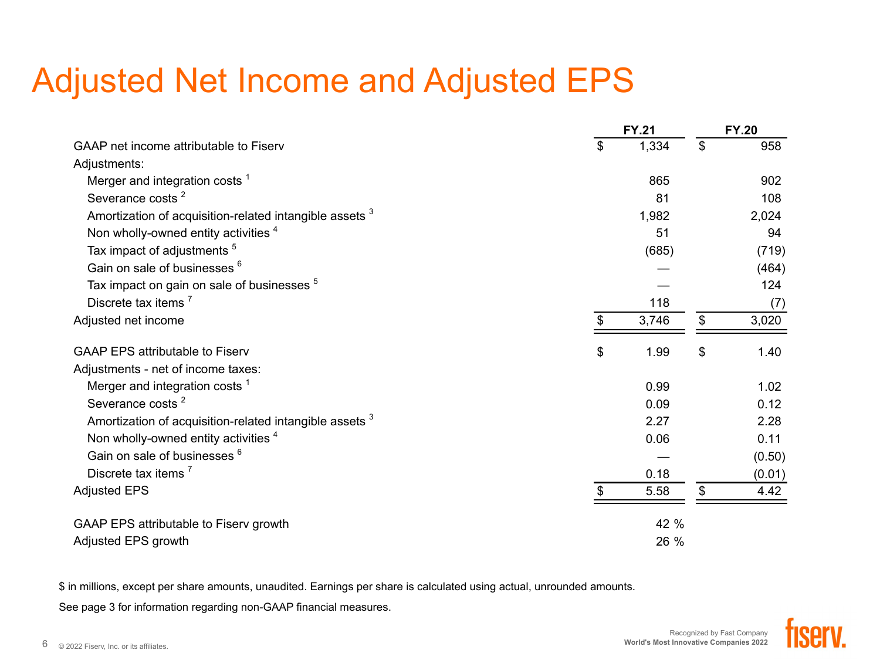# Adjusted Net Income and Adjusted EPS

| | FY.21 | FY.20 |
|---|---|---|
| GAAP net income attributable to Fiserv | $ 1,334 | $ 958 |
| Adjustments: | | |
| Merger and integration costs [1] | 865 | 902 |
| Severance costs [2] | 81 | 108 |
| Amortization of acquisition-related intangible assets [3] | 1,982 | 2,024 |
| Non wholly-owned entity activities [4] | 51 | 94 |
| Tax impact of adjustments [5] | (685) | (719) |
| Gain on sale of businesses [6] | — | (464) |
| Tax impact on gain on sale of businesses [5] | — | 124 |
| Discrete tax items [7] | 118 | (7) |
| Adjusted net income | $ 3,746 | $ 3,020 |
| | | |
| GAAP EPS attributable to Fiserv | $ 1.99 | $ 1.40 |
| Adjustments - net of income taxes: | | |
| Merger and integration costs [1] | 0.99 | 1.02 |
| Severance costs [2] | 0.09 | 0.12 |
| Amortization of acquisition-related intangible assets [3] | 2.27 | 2.28 |
| Non wholly-owned entity activities [4] | 0.06 | 0.11 |
| Gain on sale of businesses [6] | — | (0.50) |
| Discrete tax items [7] | 0.18 | (0.01) |
| Adjusted EPS | $ 5.58 | $ 4.42 |
| | | |
| GAAP EPS attributable to Fiserv growth | 42 % | |
| Adjusted EPS growth | 26 % | |

$ in millions, except per share amounts, unaudited. Earnings per share is calculated using actual, unrounded amounts.

See page 3 for information regarding non-GAAP financial measures.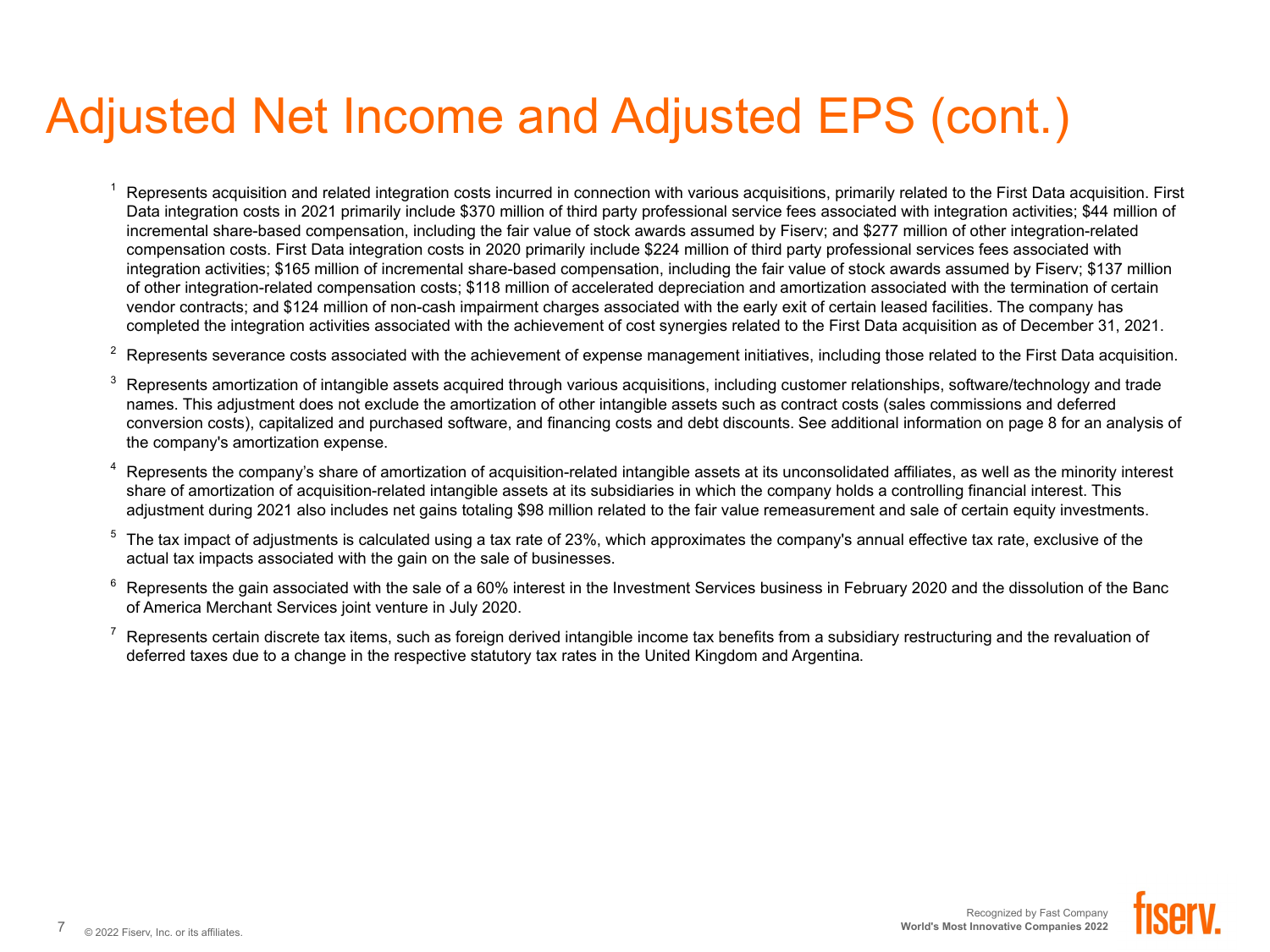# Adjusted Net Income and Adjusted EPS (cont.)

[1] Represents acquisition and related integration costs incurred in connection with various acquisitions, primarily related to the First Data acquisition. First Data integration costs in 2021 primarily include $370 million of third party professional service fees associated with integration activities; $44 million of incremental share-based compensation, including the fair value of stock awards assumed by Fiserv; and $277 million of other integration-related compensation costs. First Data integration costs in 2020 primarily include $224 million of third party professional services fees associated with integration activities; $165 million of incremental share-based compensation, including the fair value of stock awards assumed by Fiserv; $137 million of other integration-related compensation costs; $118 million of accelerated depreciation and amortization associated with the termination of certain vendor contracts; and $124 million of non-cash impairment charges associated with the early exit of certain leased facilities. The company has completed the integration activities associated with the achievement of cost synergies related to the First Data acquisition as of December 31, 2021.

[2] Represents severance costs associated with the achievement of expense management initiatives, including those related to the First Data acquisition.

[3] Represents amortization of intangible assets acquired through various acquisitions, including customer relationships, software/technology and trade names. This adjustment does not exclude the amortization of other intangible assets such as contract costs (sales commissions and deferred conversion costs), capitalized and purchased software, and financing costs and debt discounts. See additional information on page 8 for an analysis of the company's amortization expense.

[4] Represents the company's share of amortization of acquisition-related intangible assets at its unconsolidated affiliates, as well as the minority interest share of amortization of acquisition-related intangible assets at its subsidiaries in which the company holds a controlling financial interest. This adjustment during 2021 also includes net gains totaling $98 million related to the fair value remeasurement and sale of certain equity investments.

[5] The tax impact of adjustments is calculated using a tax rate of 23%, which approximates the company's annual effective tax rate, exclusive of the actual tax impacts associated with the gain on the sale of businesses.

[6] Represents the gain associated with the sale of a 60% interest in the Investment Services business in February 2020 and the dissolution of the Banc of America Merchant Services joint venture in July 2020.

[7] Represents certain discrete tax items, such as foreign derived intangible income tax benefits from a subsidiary restructuring and the revaluation of deferred taxes due to a change in the respective statutory tax rates in the United Kingdom and Argentina.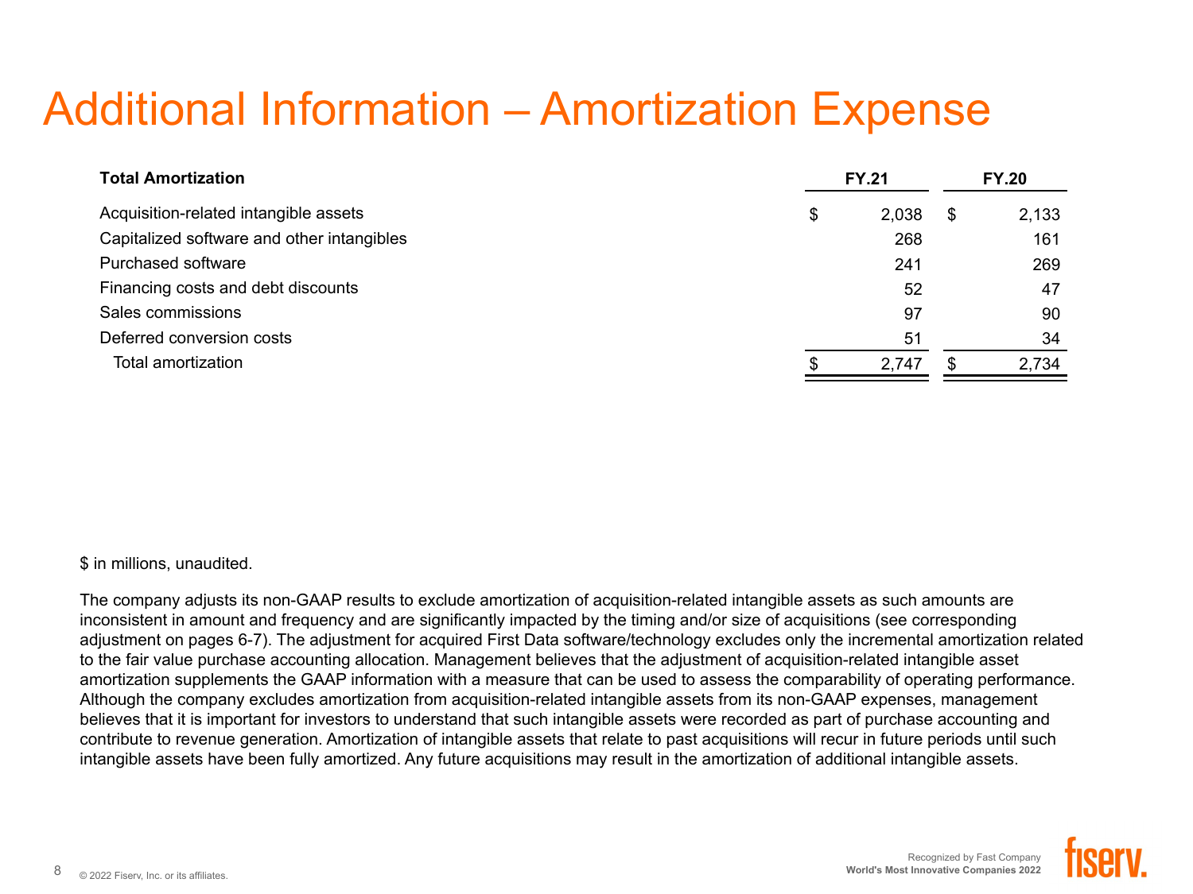# Additional Information – Amortization Expense

| Total Amortization | FY.21 | FY.20 |
|---|---|---|
| Acquisition-related intangible assets | $ 2,038 | $ 2,133 |
| Capitalized software and other intangibles | 268 | 161 |
| Purchased software | 241 | 269 |
| Financing costs and debt discounts | 52 | 47 |
| Sales commissions | 97 | 90 |
| Deferred conversion costs | 51 | 34 |
| Total amortization | $ 2,747 | $ 2,734 |

$ in millions, unaudited.

The company adjusts its non-GAAP results to exclude amortization of acquisition-related intangible assets as such amounts are inconsistent in amount and frequency and are significantly impacted by the timing and/or size of acquisitions (see corresponding adjustment on pages 6-7). The adjustment for acquired First Data software/technology excludes only the incremental amortization related to the fair value purchase accounting allocation. Management believes that the adjustment of acquisition-related intangible asset amortization supplements the GAAP information with a measure that can be used to assess the comparability of operating performance. Although the company excludes amortization from acquisition-related intangible assets from its non-GAAP expenses, management believes that it is important for investors to understand that such intangible assets were recorded as part of purchase accounting and contribute to revenue generation. Amortization of intangible assets that relate to past acquisitions will recur in future periods until such intangible assets have been fully amortized. Any future acquisitions may result in the amortization of additional intangible assets.

© 2022 Fiserv, Inc. or its affiliates.

Recognized by Fast Company
**World's Most Innovative Companies 2022**

fiserv.